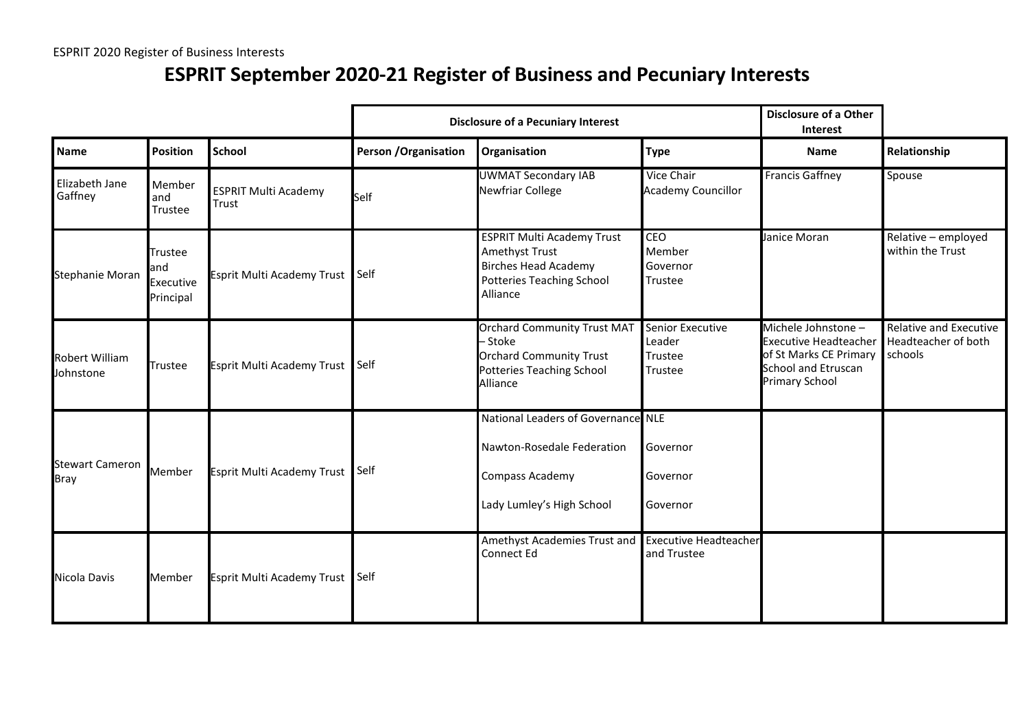# ESPRIT September 2020-21 Register of Business and Pecuniary Interests

| | | | Disclosure of a Pecuniary Interest | | | Disclosure of a Other Interest | |
|---|---|---|---|---|---|---|---|
| **Name** | **Position** | **School** | **Person /Organisation** | **Organisation** | **Type** | **Name** | **Relationship** |
| Elizabeth Jane Gaffney | Member and Trustee | ESPRIT Multi Academy Trust | Self | UWMAT Secondary IAB<br>Newfriar College | Vice Chair<br>Academy Councillor | Francis Gaffney | Spouse |
| Stephanie Moran | Trustee and Executive Principal | Esprit Multi Academy Trust | Self | ESPRIT Multi Academy Trust<br>Amethyst Trust<br>Birches Head Academy<br>Potteries Teaching School Alliance | CEO<br>Member<br>Governor<br>Trustee | Janice Moran | Relative – employed within the Trust |
| Robert William Johnstone | Trustee | Esprit Multi Academy Trust | Self | Orchard Community Trust MAT – Stoke<br>Orchard Community Trust<br>Potteries Teaching School Alliance | Senior Executive Leader<br>Trustee<br>Trustee | Michele Johnstone – Executive Headteacher of St Marks CE Primary School and Etruscan Primary School | Relative and Executive Headteacher of both schools |
| Stewart Cameron Bray | Member | Esprit Multi Academy Trust | Self | National Leaders of Governance<br>Nawton-Rosedale Federation<br>Compass Academy<br>Lady Lumley's High School | NLE<br>Governor<br>Governor<br>Governor | | |
| Nicola Davis | Member | Esprit Multi Academy Trust | Self | Amethyst Academies Trust and Connect Ed | Executive Headteacher and Trustee | | |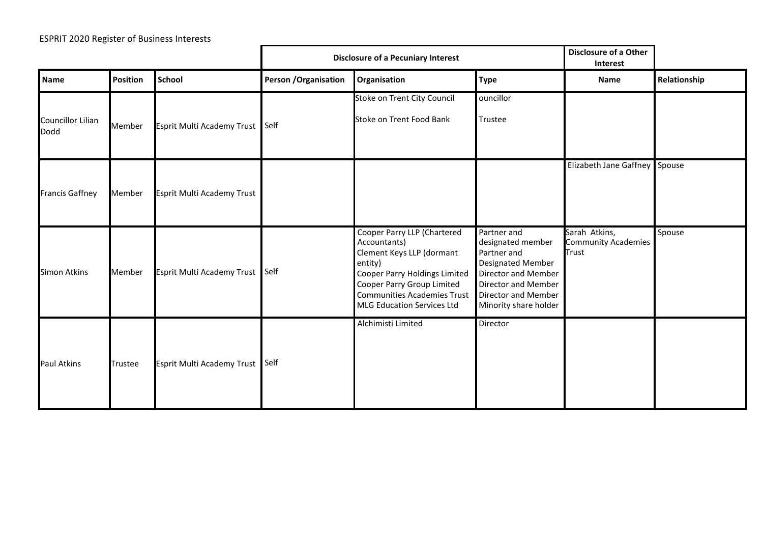ESPRIT 2020 Register of Business Interests

| | | | Disclosure of a Pecuniary Interest | | | Disclosure of a Other Interest | |
|---|---|---|---|---|---|---|---|
| **Name** | **Position** | **School** | **Person /Organisation** | **Organisation** | **Type** | **Name** | **Relationship** |
| Councillor Lilian Dodd | Member | Esprit Multi Academy Trust | Self | Stoke on Trent City Council<br><br>Stoke on Trent Food Bank | ouncillor<br><br>Trustee | | |
| Francis Gaffney | Member | Esprit Multi Academy Trust | | | | Elizabeth Jane Gaffney | Spouse |
| Simon Atkins | Member | Esprit Multi Academy Trust | Self | Cooper Parry LLP (Chartered Accountants)<br>Clement Keys LLP (dormant entity)<br>Cooper Parry Holdings Limited<br>Cooper Parry Group Limited<br>Communities Academies Trust<br>MLG Education Services Ltd | Partner and designated member<br>Partner and Designated Member<br>Director and Member<br>Director and Member<br>Director and Member<br>Minority share holder | Sarah Atkins, Community Academies Trust | Spouse |
| Paul Atkins | Trustee | Esprit Multi Academy Trust | Self | Alchimisti Limited | Director | | |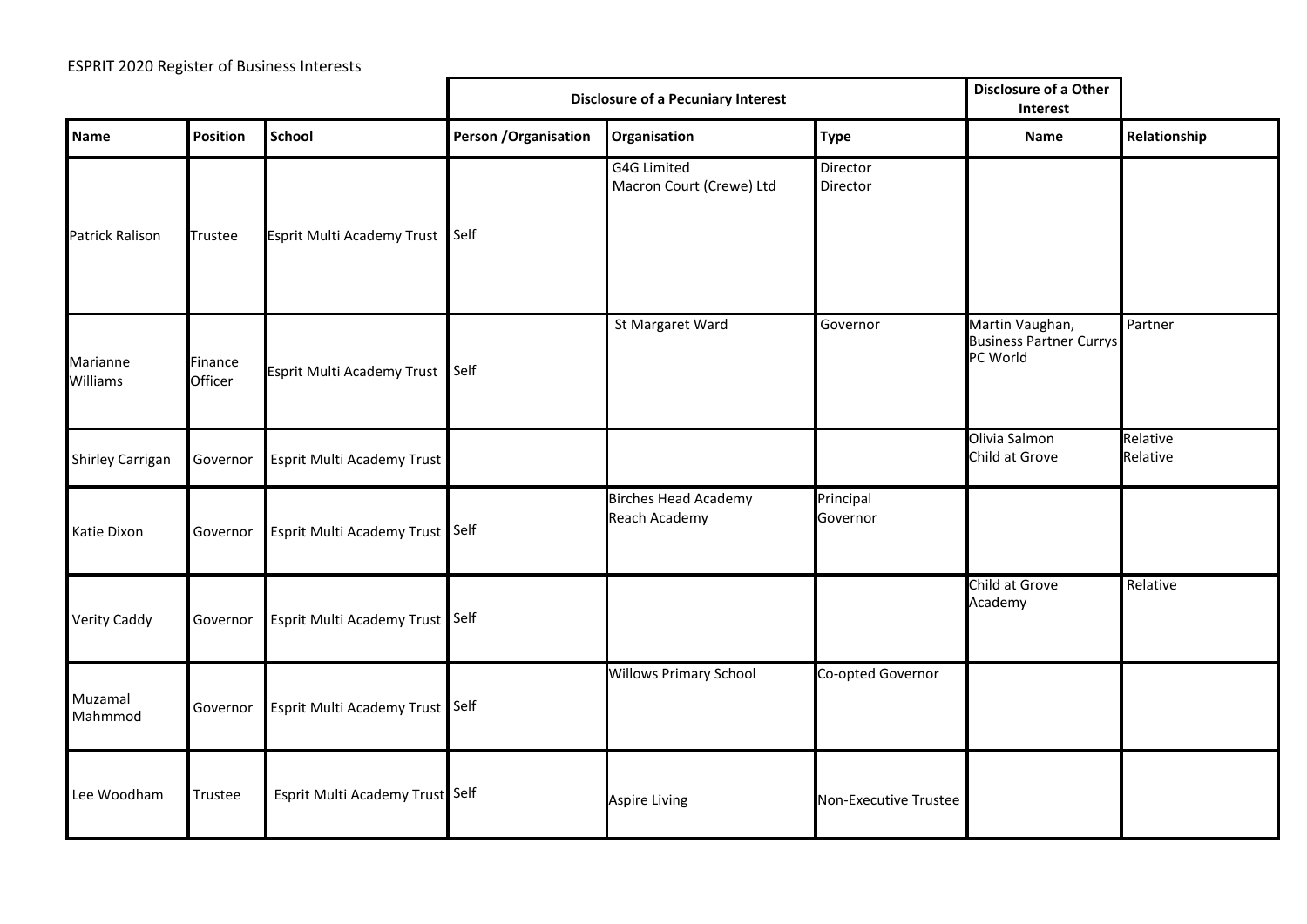ESPRIT 2020 Register of Business Interests

| | | | Disclosure of a Pecuniary Interest | | | Disclosure of a Other Interest | |
|---|---|---|---|---|---|---|---|
| **Name** | **Position** | **School** | **Person /Organisation** | **Organisation** | **Type** | **Name** | **Relationship** |
| Patrick Ralison | Trustee | Esprit Multi Academy Trust | Self | G4G Limited<br>Macron Court (Crewe) Ltd | Director<br>Director | | |
| Marianne Williams | Finance Officer | Esprit Multi Academy Trust | Self | St Margaret Ward | Governor | Martin Vaughan, Business Partner Currys PC World | Partner |
| Shirley Carrigan | Governor | Esprit Multi Academy Trust | | | | Olivia Salmon<br>Child at Grove | Relative<br>Relative |
| Katie Dixon | Governor | Esprit Multi Academy Trust | Self | Birches Head Academy<br>Reach Academy | Principal<br>Governor | | |
| Verity Caddy | Governor | Esprit Multi Academy Trust | Self | | | Child at Grove Academy | Relative |
| Muzamal Mahmmod | Governor | Esprit Multi Academy Trust | Self | Willows Primary School | Co-opted Governor | | |
| Lee Woodham | Trustee | Esprit Multi Academy Trust | Self | Aspire Living | Non-Executive Trustee | | |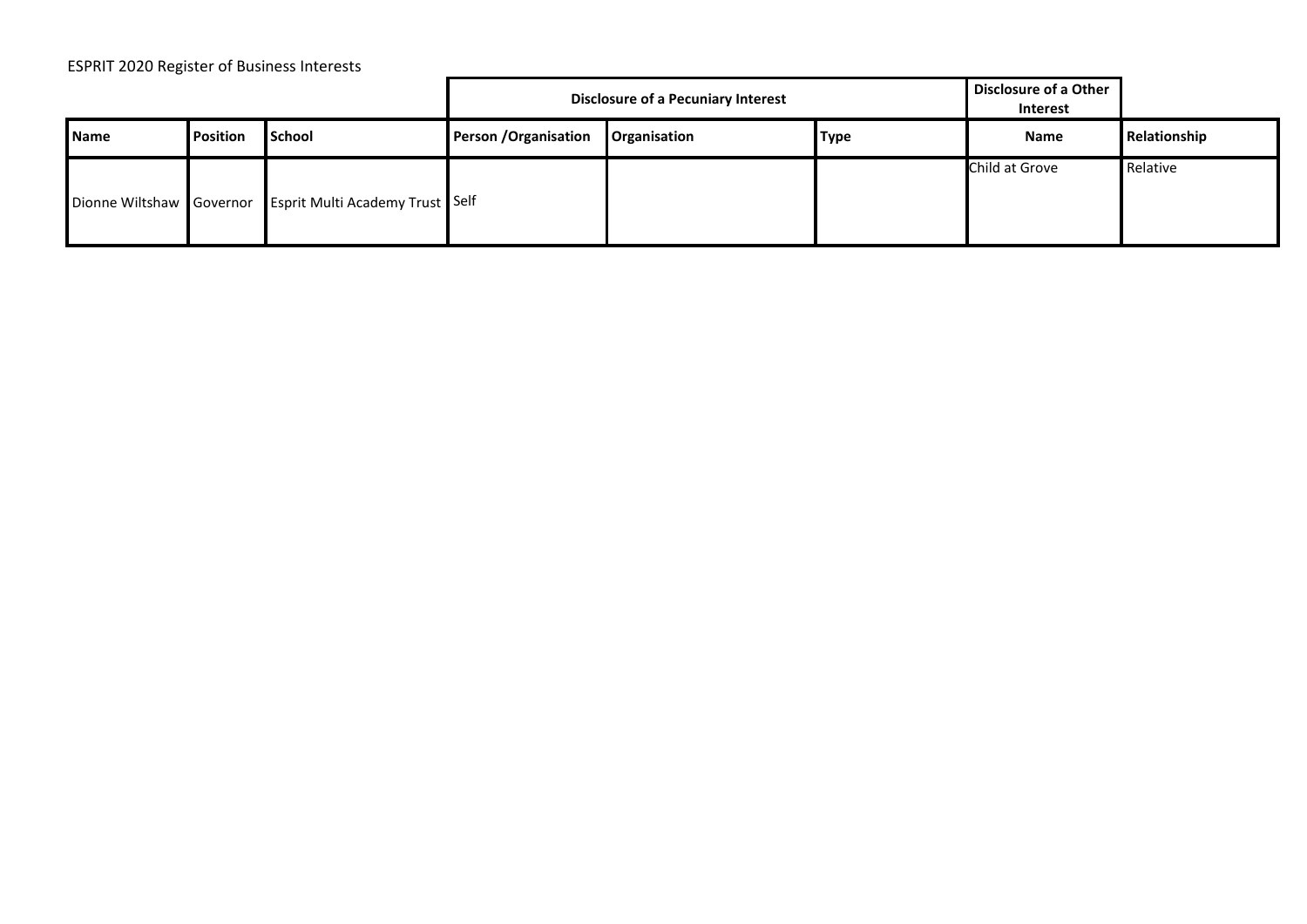ESPRIT 2020 Register of Business Interests

| | | | Disclosure of a Pecuniary Interest | | | Disclosure of a Other Interest | |
|---|---|---|---|---|---|---|---|
| Name | Position | School | Person /Organisation | Organisation | Type | Name | Relationship |
| Dionne Wiltshaw | Governor | Esprit Multi Academy Trust | Self | | | Child at Grove | Relative |